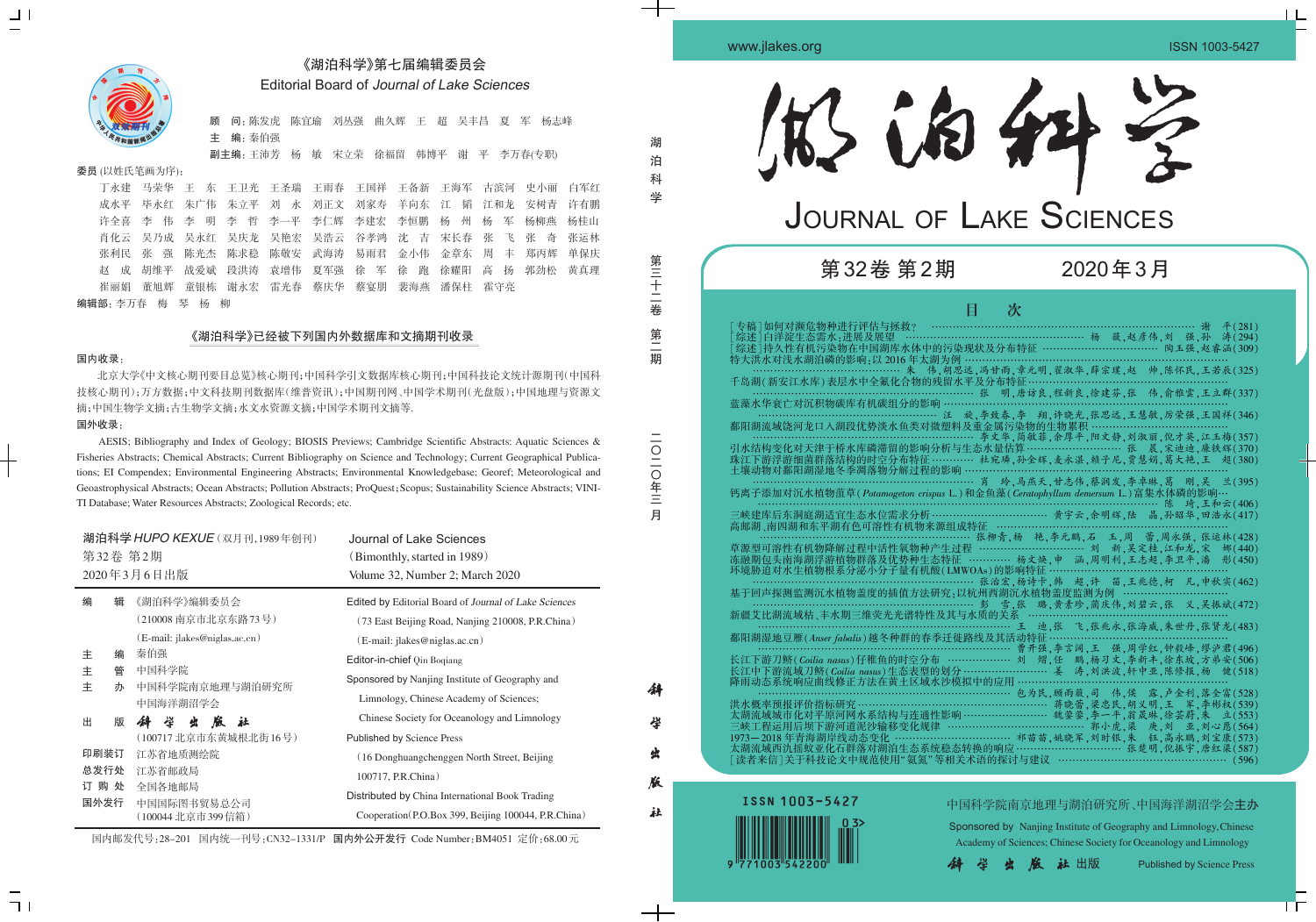# 《湖泊科学》第七届编辑委员会

Editorial Board of *Journal of Lake Sciences*

**顾　问：** 陈发虎　陈宜瑜　刘丛强　曲久辉　王　超　吴丰昌　夏　军　杨志峰

**主　编：** 秦伯强

**副主编：** 王沛芳　杨　敏　宋立荣　徐福留　韩博平　谢　平　李万春(专职)

**委员** (以姓氏笔画为序)：

丁永建　马荣华　王　东　王卫光　王圣瑞　王雨春　王国祥　王备新　王海军　古滨河　史小丽　白军红
成水平　毕永红　朱广伟　朱立平　刘　永　刘正文　刘家寿　羊向东　江　韬　江和龙　安树青　许有鹏
许全喜　李　伟　李　明　李　哲　李一平　李仁辉　李建宏　李恒鹏　杨　州　杨　军　杨柳燕　杨桂山
肖化云　吴乃成　吴永红　吴庆龙　吴艳宏　吴浩云　谷孝鸿　沈　吉　宋长春　张　飞　张　奇　张运林
张利民　张　强　陈光杰　陈求稳　陈敬安　武海涛　易雨君　金小伟　金章东　周　丰　郑丙辉　单保庆
赵　成　胡维平　战爱斌　段洪涛　袁增伟　夏军强　徐　军　徐　跑　徐耀阳　高　扬　郭劲松　黄真理
崔丽娟　董旭辉　童银栋　谢永宏　雷光春　蔡庆华　蔡宴朋　裴海燕　潘保柱　霍守亮

**编辑部：** 李万春　梅　琴　杨　柳

## 《湖泊科学》已经被下列国内外数据库和文摘期刊收录

**国内收录：**

北京大学《中文核心期刊要目总览》核心期刊；中国科学引文数据库核心期刊；中国科技论文统计源期刊(中国科技核心期刊)；万方数据；中文科技期刊数据库(维普资讯)；中国期刊网、中国学术期刊(光盘版)；中国地理与资源文摘；中国生物学文摘；古生物学文摘；水文水资源文摘；中国学术期刊文摘等.

**国外收录：**

AESIS; Bibliography and Index of Geology; BIOSIS Previews; Cambridge Scientific Abstracts: Aquatic Sciences & Fisheries Abstracts; Chemical Abstracts; Current Bibliography on Science and Technology; Current Geographical Publications; EI Compendex; Environmental Engineering Abstracts; Environmental Knowledgebase; Georef; Meteorological and Geoastrophysical Abstracts; Ocean Abstracts; Pollution Abstracts; ProQuest; Scopus; Sustainability Science Abstracts; VINITI Database; Water Resources Abstracts; Zoological Records; etc.

湖泊科学 *HUPO KEXUE* (双月刊,1989年创刊)
第32卷　第2期
2020年3月6日出版

Journal of Lake Sciences
(Bimonthly, started in 1989)
Volume 32, Number 2; March 2020

| | | |
|---|---|---|
| 编　辑 | 《湖泊科学》编辑委员会<br>(210008 南京市北京东路73号)<br>(E-mail: jlakes@niglas.ac.cn) | Edited by Editorial Board of *Journal of Lake Sciences*<br>(73 East Beijing Road, Nanjing 210008, P.R.China)<br>(E-mail: jlakes@niglas.ac.cn) |
| 主　编 | 秦伯强 | Editor-in-chief Qin Boqiang |
| 主　管 | 中国科学院 | |
| 主　办 | 中国科学院南京地理与湖泊研究所<br>中国海洋湖沼学会 | Sponsored by Nanjing Institute of Geography and Limnology, Chinese Academy of Sciences;<br>Chinese Society for Oceanology and Limnology |
| 出　版 | 科学出版社<br>(100717 北京市东黄城根北街16号) | Published by Science Press<br>(16 Donghuangchenggen North Street, Beijing 100717, P.R.China) |
| 印刷装订 | 江苏省地质测绘院 | |
| 总发行处 | 江苏省邮政局 | |
| 订购处 | 全国各地邮局 | |
| 国外发行 | 中国国际图书贸易总公司<br>(100044 北京市399信箱) | Distributed by China International Book Trading Cooperation(P.O.Box 399, Beijing 100044, P.R.China) |

国内邮发代号：28-201　国内统一刊号：CN32-1331/P　**国内外公开发行** Code Number：BM4051　定价：68.00元

---

www.jlakes.org　　ISSN 1003-5427

# 湖泊科学

# JOURNAL OF LAKE SCIENCES

## 第32卷 第2期　2020年3月

## 目　次

[专稿]如何对濒危物种进行评估与拯救? …… 谢　平(281)

[综述]白洋淀生态需水:进展及展望 …… 杨　薇,赵彦伟,刘　强,孙　涛(294)

[综述]持久性有机污染物在中国湖库水体中的污染现状及分布特征 …… 陶玉强,赵睿涵(309)

特大洪水对浅水湖泊磷的影响:以2016年太湖为例 …… 朱　伟,胡思远,冯甘雨,章元明,翟淑华,薛宗璞,赵　帅,陈怀民,王若辰(325)

千岛湖(新安江水库)表层水中全氟化合物的残留水平及分布特征 …… 张　明,唐访良,程新良,徐建芬,张　伟,俞雅雲,王立群(337)

蓝藻水华衰亡对沉积物碳库有机碳组分的影响 …… 汪　旋,李致春,李　翔,许晓光,张思远,王慧敏,厉荣强,王国祥(346)

鄱阳湖流域饶河龙口入湖段优势淡水鱼类对微塑料及重金属污染物的生物累积 …… 李文华,简敏菲,余厚平,阳文静,刘淑丽,倪才英,江玉梅(357)

引水结构变化对天津于桥水库磷滞留的影响分析与生态水量估算 …… 张　晨,宋迪迪,康铁铎(370)

珠江下游浮游细菌群落结构的时空分布特征 …… 杜宛璐,孙金辉,麦永湛,赖子尼,贾慧娟,高大艳,王　超(380)

土壤动物对鄱阳湖湿地冬季凋落物分解过程的影响 …… 肖　玲,马燕天,甘志伟,蔡润发,李卓琳,葛　刚,吴　兰(395)

钙离子添加对沉水植物菹草(*Potamogeton crispus* L.)和金鱼藻(*Ceratophyllum demersum* L.)富集水体磷的影响 …… 陈　琦,王和云(406)

三峡建库后东洞庭湖适宜生态水位需求分析 …… 黄宇云,余明辉,陆　晶,孙昭华,田浩永(417)

高邮湖、南四湖和东平湖有色可溶性有机物来源组成特征 …… 张柳青,杨　艳,李元鹏,石　玉,周　蕾,周永强,张运林(428)

摩梨型可溶性有机物降解过程中活性氧物种产生过程 …… 刘　新,吴定祥,江和龙,宋　娜(440)

冻融期包头南海湖浮游植物群落及优势种生态特征 …… 杨文焕,申　涵,周明利,王志超,李卫平,潘　彤(450)

环境肋迫对水生植物根系分泌小分子量有机酸(LMWOAs)的影响特征 …… 张治宏,杨诗卡,韩　超,许　笛,王沛德,柯　凡,申秋实(462)

基于回声探测监测沉水植物盖度的插值方法研究:以杭州西湖沉水植物盖度监测为例 …… 彭　雪,张　璐,黄孝珍,葛庆伟,刘碧云,张　义,吴振斌(472)

新疆艾比湖流域精、丰水期三维荧光光谱特性及其与水质的关系 …… 王　迪,张　飞,张兆永,张海威,朱世丹,张贤龙(483)

鄱阳湖湿地豆雁(*Anser fabalis*)越冬种群的春季迁徙路线及其活动特征 …… 曹开强,李言阔,王　强,周学红,钟毅峰,缪泸君(496)

长江下游刀鲚(*Coilia nasus*)仔稚鱼的时空分布 …… 刘　绍,任　鹏,杨习文,李新丰,徐东坡,方弟安(506)

长江中下游流域刀鲚(*Coilia nasus*)生态表型的划分 …… 姜　涛,刘洪波,轩中亚,陈修报,杨　健(518)

降雨动态系统响应曲线修正方法在黄土区域水沙模拟中的应用 …… 包为民,顾雨晨,司　伟,侯　露,卢金利,落全富(528)

洪水概率预报评价指标研究 …… 蒋晓蕾,梁忠民,胡义明,王　军,李彬权(539)

太湖流域城市化对平原河网水系结构与连通性影响 …… 魏蓥蓥,李一平,翁晨琳,徐芸蔚,朱　立(553)

三峡工程运用后荆江下游河道泥沙输移变化规律 …… 郭小虎,渠　庚,刘　亚,刘心愿(564)

1973—2018年青海湖岸线动态变化 …… 祁苗苗,姚晓军,刘时银,朱　钰,高永鹏,刘宝康(573)

太湖流域西氿蓝藻小型沉积物对湖泊生态系统稳态转换的响应 …… 张楚明,倪振宇,唐红渠(587)

[读者来信]关于科技论文中规范使用"氨氮"等相关术语的探讨与建议 …… (596)

ISSN 1003-5427

中国科学院南京地理与湖泊研究所、中国海洋湖沼学会主办

Sponsored by Nanjing Institute of Geography and Limnology, Chinese Academy of Sciences; Chinese Society for Oceanology and Limnology

科学出版社 出版　　Published by Science Press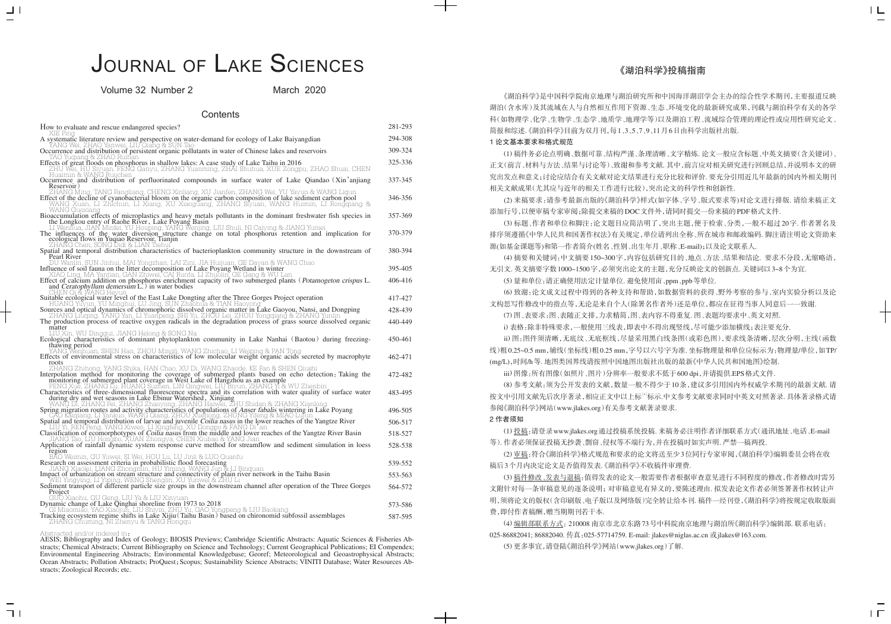# JOURNAL OF LAKE SCIENCES

Volume 32 Number 2 March 2020

## Contents

| | |
|---|---|
| How to evaluate and rescue endangered species?<br>XIE Ping | 281-293 |
| A systematic literature review and perspective on water-demand for ecology of Lake Baiyangdian<br>YANG Wei, ZHAO Yanwei, LIU Qiang & SUN Tao | 294-308 |
| Occurrence and distribution of persistent organic pollutants in water of Chinese lakes and reservoirs<br>TAO Yuqiang & ZHAO Ruihan | 309-324 |
| Effects of great floods on phosphorus in shallow lakes: A case study of Lake Taihu in 2016<br>ZHU Wei, HU Siyuan, FENG Ganyu, ZHANG Yuanming, ZHAI Shuhua, XUE Zongpu, ZHAO Shuai, CHEN Huaimin & WANG Ruochen | 325-336 |
| Occurrence and distribution of perfluorinated compounds in surface water of Lake Qiandao (Xin'anjiang Reservoir)<br>ZHANG Ming, TANG Fangliang, CHENG Xinliang, XU Jianfen, ZHANG Wei, YU Yayun & WANG Liqun | 337-345 |
| Effect of the decline of cyanobacterial bloom on the organic carbon composition of lake sediment carbon pool<br>WANG Xuan, LI Zhichun, LI Xiang, XU Xiaoguang, ZHANG Siyuan, WANG Huimin, LI Rongqiang & WANG Guoxiang | 346-356 |
| Bioaccumulation effects of microplastics and heavy metals pollutants in the dominant freshwater fish species in the Longkou entry of Raohe River, Lake Poyang Basin<br>LI Wenhua, JIAN Minfei, YU Houping, YANG Wenjing, LIU Shuli, NI Caiying & JIANG Yumei | 357-369 |
| The influences of the water diversion structure change on total phosphorus retention and implication for ecological flows in Yuqiao Reservoir, Tianjin<br>ZHANG Chen, SONG Didi & LIAN Tiehui | 370-379 |
| Spatial and temporal distribution characteristics of bacterioplankton community structure in the downstream of Pearl River<br>DU Wanlin, SUN Jinhui, MAI Yongzhan, LAI Zini, JIA Huijuan, GE Dayan & WANG Chao | 380-394 |
| Influence of soil fauna on the litter decomposition of Lake Poyang Wetland in winter<br>XIAO Ling, MA Yantian, GAN Zhiwei, CAI Runfa, LI Zhulin, GE Gang & WU Lan | 395-405 |
| Effect of calcium addition on phosphorus enrichment capacity of two submerged plants (*Potamogeton crispus* L. and *Ceratophyllum demersum* L.) in water bodies<br>CHEN Qi & WANG Heyun | 406-416 |
| Suitable ecological water level of the East Lake Dongting after the Three Gorges Project operation<br>HUANG Yuyun, YU Minghui, LU Jing, SUN Zhaohua & TIAN Haoyong | 417-427 |
| Sources and optical dynamics of chromophoric dissolved organic matter in Lake Gaoyou, Nansi, and Dongping<br>ZHANG Liuqing, YANG Yan, LI Yuanpeng, SHI Yu, ZHOU Lei, ZHOU Yongqiang & ZHANG Yunlin | 428-439 |
| The production process of reactive oxygen radicals in the degradation process of grass source dissolved organic matter<br>LIU Xin, WU Dinggui, JIANG Helong & SONG Na | 440-449 |
| Ecological characteristics of dominant phytoplankton community in Lake Nanhai (Baotou) during freezing-thawing period<br>YANG Wenhuan, SHEN Han, ZHOU Mingli, WANG Zhichao, LI Weiping & PAN Tong | 450-461 |
| Effects of environmental stress on characteristics of low molecular weight organic acids secreted by macrophyte roots<br>ZHANG Zhihong, YANG Shika, HAN Chao, XU Di, WANG Zhaode, KE Fan & SHEN Qiushi | 462-471 |
| Interpolation method for monitoring the coverage of submerged plants based on echo detection: Taking the monitoring of submerged plant coverage in West Lake of Hangzhou as an example<br>PENG Xue, ZHANG Lu, HUANG Suzhen, LIN Qingwei, LIU Biyun, ZHANG Yi & WU Zhenbin | 472-482 |
| Characteristics of three-dimensional fluorescence spectra and its correlation with water quality of surface water during dry and wet seasons in Lake Ebinur Watershed, Xinjiang<br>WANG Di, ZHANG Fei, ZHANG Zhaoyong, ZHANG Haiwei, ZHU Shidan & ZHANG Xianlong | 483-495 |
| Spring migration routes and activity characteristics of populations of *Anser fabalis* wintering in Lake Poyang<br>CAO Xiaqiang, LI Yankuo, WANG Qiang, ZHOU Xuehong, ZHONG Yifeng & MIAO Lijun | 496-505 |
| Spatial and temporal distribution of larvae and juvenile *Coilia nasus* in the lower reaches of the Yangtze River<br>LIU Yi, REN Peng, YANG Xiwen, LI Xingfeng, XU Dongpo & FANG Di'an | 506-517 |
| Classification of ecomorphotypes of *Coilia nasus* from the middle and lower reaches of the Yangtze River Basin<br>JIANG Tao, LIU Hongbo, XUAN Zhongya, CHEN Xiubao & YANG Jian | 518-527 |
| Application of rainfall dynamic system response curve method for streamflow and sediment simulation in loess region<br>BAO Weimin, GU Yuwei, SI Wei, HOU Lu, LU Jinli & LUO Quanfu | 528-538 |
| Research on assessment criteria in probabilistic flood forecasting<br>JIANG Xiaolei, LIANG Zhongmin, HU Yiming, WANG Jun & LI Binquan | 539-552 |
| Impact of urbanization on stream structure and connectivity of plain river network in the Taihu Basin<br>WEI Yingying, LI Yiping, WENG Shenglin, XU Yunwei & ZHU Li | 553-563 |
| Sediment transport of different particle size groups in the downstream channel after operation of the Three Gorges Project<br>GUO Xiaohu, QU Geng, LIU Ya & LIU Xinyuan | 564-572 |
| Dynamic change of Lake Qinghai shoreline from 1973 to 2018<br>QI Miaomiao, YAO Xiaojun, LIU Shiyin, ZHU Yu, GAO Yongpeng & LIU Baokang | 573-586 |
| Tracking ecosystem regime shifts in Lake Xijiu (Taihu Basin) based on chironomid subfossil assemblages<br>ZHANG Chuming, NI Zhenyu & TANG Hongqu | 587-595 |

Abstracted and/or indexed in:

AESIS; Bibliography and Index of Geology; BIOSIS Previews; Cambridge Scientific Abstracts: Aquatic Sciences & Fisheries Abstracts; Chemical Abstracts; Current Bibliography on Science and Technology; Current Geographical Publications; EI Compendex; Environmental Engineering Abstracts; Environmental Knowledgebase; Georef; Meteorological and Geoastrophysical Abstracts; Ocean Abstracts; Pollution Abstracts; ProQuest; Scopus; Sustainability Science Abstracts; VINITI Database; Water Resources Abstracts; Zoological Records; etc.

## 《湖泊科学》投稿指南

《湖泊科学》是中国科学院南京地理与湖泊研究所和中国海洋湖沼学会主办的综合性学术期刊,主要报道反映湖泊(含水库)及其流域在人与自然相互作用下资源、生态、环境变化的最新研究成果,刊载与湖泊科学有关的各学科(如物理学、化学、生物学、生态学、地质学、地理学等)以及湖泊工程、流域综合管理的理论性或应用性研究论文、简报和综述.《湖泊科学》目前为双月刊,每1、3、5、7、9、11月6日由科学出版社出版.

### 1 论文基本要求和格式规范

(1) 稿件务必论点明确、数据可靠、结构严谨、条理清晰、文字精炼. 论文一般应含标题、中英文摘要(含关键词)、正文(前言、材料与方法、结果与讨论等)、致谢和参考文献. 其中,前言应对相关研究进行回顾总结,并说明本文的研究出发点和意义;讨论应结合有关文献对论文结果进行充分比较和评价. 要充分引用近几年最新的国内外相关期刊相关文献成果(尤其应与近年的相关工作进行比较),突出论文的科学性和创新性.

(2) 来稿要求:请参考最新出版的《湖泊科学》样式(如字体、字号、版式要求等)对论文进行排版. 请给来稿正文添加行号,以便审稿专家审阅;除提交来稿的DOC文件外,请同时提交一份来稿的PDF格式文件.

(3) 标题、作者和单位和脚注:论文题目应简洁明了,突出主题,便于检索、分类,一般不超过20字. 作者署名及排序须遵循《中华人民共和国著作权法》有关规定,单位请列出全称、所在城市和邮政编码. 脚注请注明论文资助来源(如基金课题等)和第一作者简介(姓名、性别、出生年月、职称、E-mail);以及论文联系人.

(4) 摘要和关键词:中文摘要150~300字,内容包括研究目的、地点、方法、结果和结论. 要求不分段,无缩略语,无引文. 英文摘要字数1000~1500字,必须突出论文的主题,充分反映论文的创新点. 关键词以3~8个为宜.

(5) 量和单位:请正确使用法定计量单位. 避免使用亩、ppm、ppb等单位.

(6) 致谢:论文成文过程中得到的各种支持和帮助,如数据资料的获得、野外考察的参与、室内实验分析以及论文构思写作修改中的指点等,无论是来自个人(除署名作者外)还是单位,都应在征得当事人同意后一一致谢.

(7) 图、表要求:图、表随正文排,力求精简,图、表内容不得重复. 图、表题均要求中、英文对照.

i) 表格:除非特殊要求,一般使用三线表,即表中不得出现竖线,尽可能少添加横线;表注要充分.

ii) 图:图件须清晰,无底纹、无底框线,尽量采用黑白线条图(或彩色图),要求线条清晰,层次分明,主线(函数线)粗0.25~0.5 mm,辅线(坐标线)粗0.25 mm,字号以六号字为准. 坐标物理量和单位应标示为:物理量/单位,如TP/(mg/L),时间/h等. 地图类国界线请按照中国地图出版社出版的最新《中华人民共和国地图》绘制.

iii) 图像:所有图像(如照片、图片)分辨率一般要求不低于600 dpi,并请提供.EPS格式文件.

(8) 参考文献:须为公开发表的文献,数量一般不得少于10条,建议多引用国内外权威学术期刊的最新文献. 请按文中引用文献先后次序著录,相应正文中以上标"[ ]"标示. 中文参考文献要求同时中英文对照著录. 具体著录格式请参阅《湖泊科学》网站(www.jlakes.org)有关参考文献著录要求.

### 2 作者须知

(1) 投稿:请登录www.jlakes.org通过投稿系统投稿. 来稿务必注明作者详细联系方式(通讯地址、电话、E-mail等). 作者必须保证投稿无抄袭、剽窃、侵权等不端行为,并在投稿时如实声明. 严禁一稿两投.

(2) 审稿:符合《湖泊科学》格式规范和要求的论文将送至少3位同行专家审阅,《湖泊科学》编辑委员会将在收稿后3个月内决定论文是否值得发表.《湖泊科学》不收稿件审理费.

(3) 稿件修改、发表与退稿:值得发表的论文一般需要作者根据审查意见进行不同程度的修改,作者修改时需另文附针对每一条审稿意见的逐条说明;对审稿意见有异议的,要陈述理由. 拟发表论文作者必须签署著作权转让声明,须将论文的版权(含印刷版、电子版以及网络版)完全转让给本刊. 稿件一经刊登,《湖泊科学》将按规定收取版面费,即付作者稿酬,赠当期期刊若干本.

(4) 编辑部联系方式: 210008 南京市北京东路73号中科院南京地理与湖泊所《湖泊科学》编辑部. 联系电话:025-86882041; 86882040. 传真:025-57714759. E-mail: jlakes@niglas.ac.cn 或 jlakes@163.com.

(5) 更多事宜,请登陆《湖泊科学》网站(www.jlakes.org)了解.